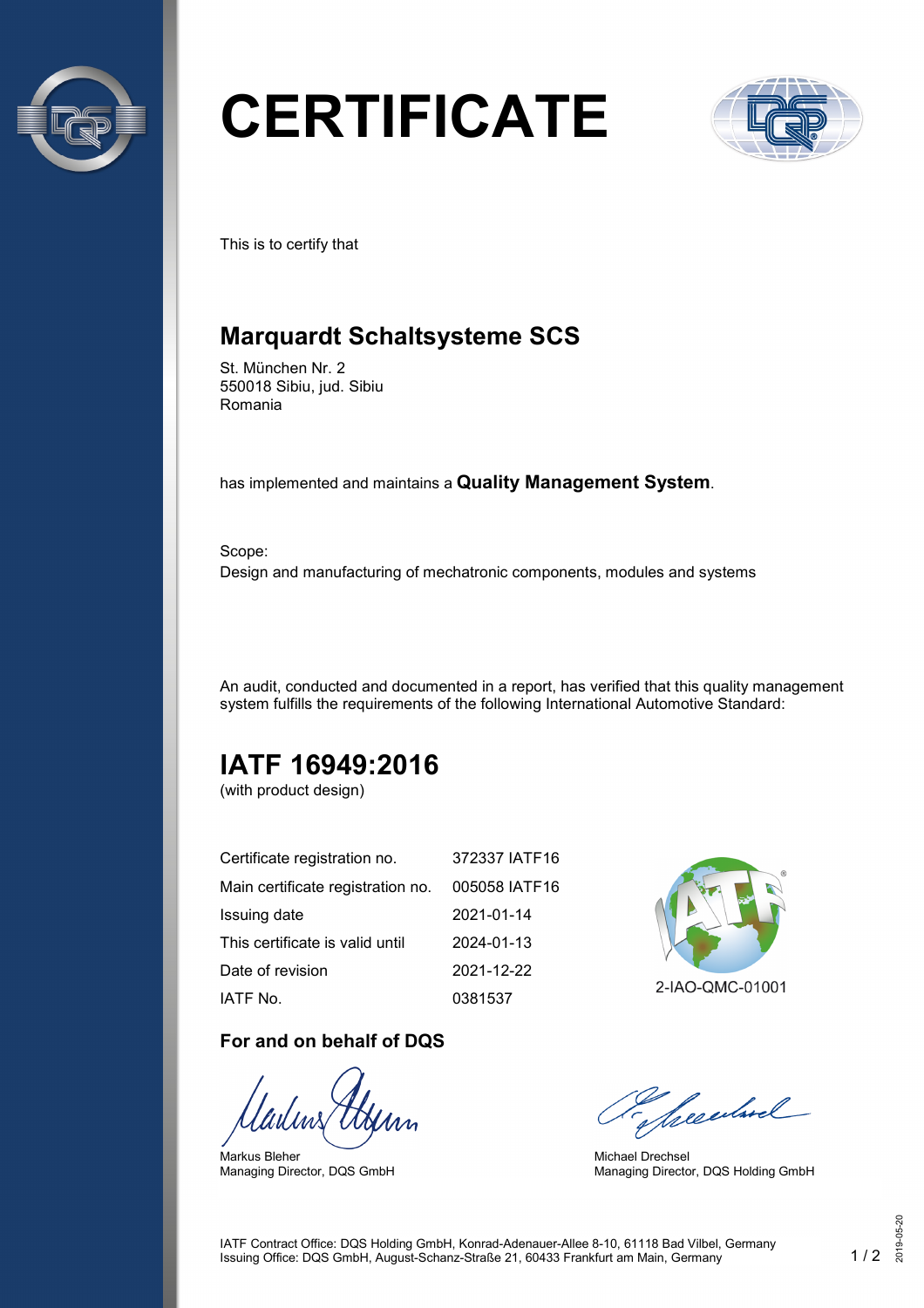# CERTIFICATE

This is to certify that

## Marquardt Schaltsysteme SCS

St. München Nr. 2
550018 Sibiu, jud. Sibiu
Romania

has implemented and maintains a **Quality Management System**.

Scope:
Design and manufacturing of mechatronic components, modules and systems

An audit, conducted and documented in a report, has verified that this quality management system fulfills the requirements of the following International Automotive Standard:

## IATF 16949:2016

(with product design)

| | |
|---|---|
| Certificate registration no. | 372337 IATF16 |
| Main certificate registration no. | 005058 IATF16 |
| Issuing date | 2021-01-14 |
| This certificate is valid until | 2024-01-13 |
| Date of revision | 2021-12-22 |
| IATF No. | 0381537 |

2-IAO-QMC-01001

**For and on behalf of DQS**

Markus Bleher
Managing Director, DQS GmbH

Michael Drechsel
Managing Director, DQS Holding GmbH

IATF Contract Office: DQS Holding GmbH, Konrad-Adenauer-Allee 8-10, 61118 Bad Vilbel, Germany
Issuing Office: DQS GmbH, August-Schanz-Straße 21, 60433 Frankfurt am Main, Germany

2019-05-20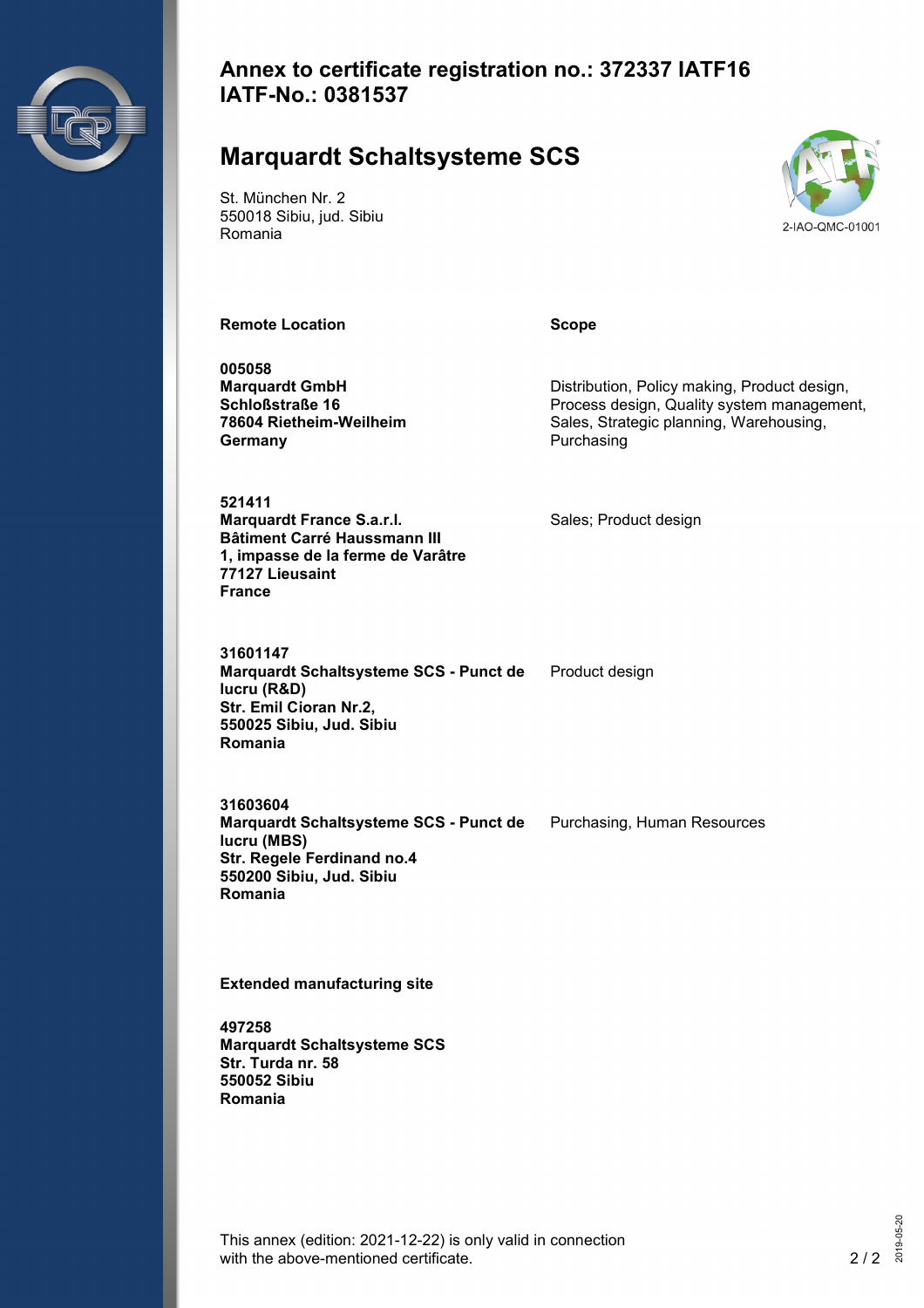# Annex to certificate registration no.: 372337 IATF16
# IATF-No.: 0381537

## Marquardt Schaltsysteme SCS

St. München Nr. 2
550018 Sibiu, jud. Sibiu
Romania

2-IAO-QMC-01001

| Remote Location | Scope |
| --- | --- |
| **005058**<br>**Marquardt GmbH**<br>**Schloßstraße 16**<br>**78604 Rietheim-Weilheim**<br>**Germany** | Distribution, Policy making, Product design, Process design, Quality system management, Sales, Strategic planning, Warehousing, Purchasing |
| **521411**<br>**Marquardt France S.a.r.l.**<br>**Bâtiment Carré Haussmann III**<br>**1, impasse de la ferme de Varâtre**<br>**77127 Lieusaint**<br>**France** | Sales; Product design |
| **31601147**<br>**Marquardt Schaltsysteme SCS - Punct de lucru (R&D)**<br>**Str. Emil Cioran Nr.2,**<br>**550025 Sibiu, Jud. Sibiu**<br>**Romania** | Product design |
| **31603604**<br>**Marquardt Schaltsysteme SCS - Punct de lucru (MBS)**<br>**Str. Regele Ferdinand no.4**<br>**550200 Sibiu, Jud. Sibiu**<br>**Romania** | Purchasing, Human Resources |

**Extended manufacturing site**

**497258**
**Marquardt Schaltsysteme SCS**
**Str. Turda nr. 58**
**550052 Sibiu**
**Romania**

This annex (edition: 2021-12-22) is only valid in connection with the above-mentioned certificate.

2019-05-20